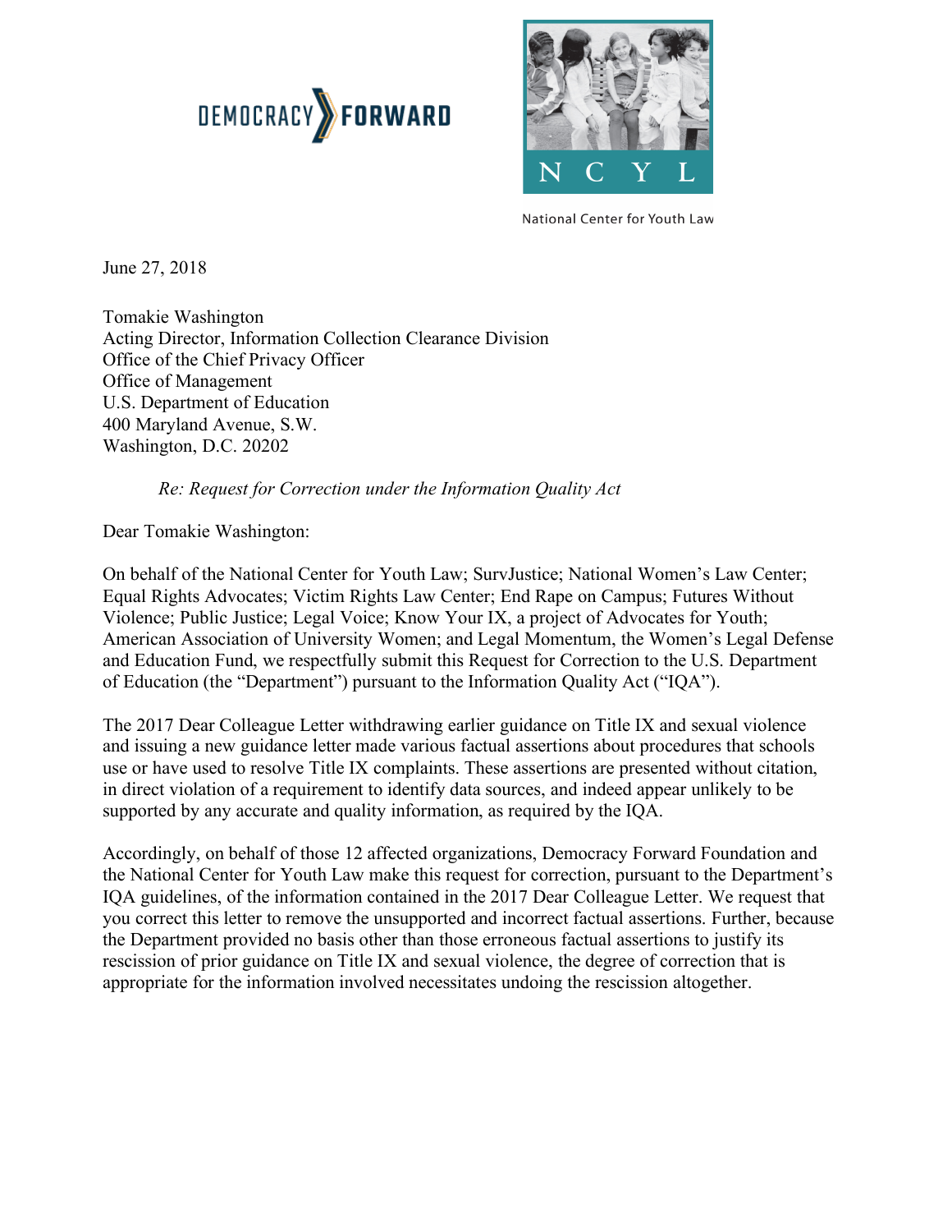DEMOCRACY FORWARD

N C Y L

National Center for Youth Law

June 27, 2018

Tomakie Washington
Acting Director, Information Collection Clearance Division
Office of the Chief Privacy Officer
Office of Management
U.S. Department of Education
400 Maryland Avenue, S.W.
Washington, D.C. 20202

*Re: Request for Correction under the Information Quality Act*

Dear Tomakie Washington:

On behalf of the National Center for Youth Law; SurvJustice; National Women's Law Center; Equal Rights Advocates; Victim Rights Law Center; End Rape on Campus; Futures Without Violence; Public Justice; Legal Voice; Know Your IX, a project of Advocates for Youth; American Association of University Women; and Legal Momentum, the Women's Legal Defense and Education Fund, we respectfully submit this Request for Correction to the U.S. Department of Education (the "Department") pursuant to the Information Quality Act ("IQA").

The 2017 Dear Colleague Letter withdrawing earlier guidance on Title IX and sexual violence and issuing a new guidance letter made various factual assertions about procedures that schools use or have used to resolve Title IX complaints. These assertions are presented without citation, in direct violation of a requirement to identify data sources, and indeed appear unlikely to be supported by any accurate and quality information, as required by the IQA.

Accordingly, on behalf of those 12 affected organizations, Democracy Forward Foundation and the National Center for Youth Law make this request for correction, pursuant to the Department's IQA guidelines, of the information contained in the 2017 Dear Colleague Letter. We request that you correct this letter to remove the unsupported and incorrect factual assertions. Further, because the Department provided no basis other than those erroneous factual assertions to justify its rescission of prior guidance on Title IX and sexual violence, the degree of correction that is appropriate for the information involved necessitates undoing the rescission altogether.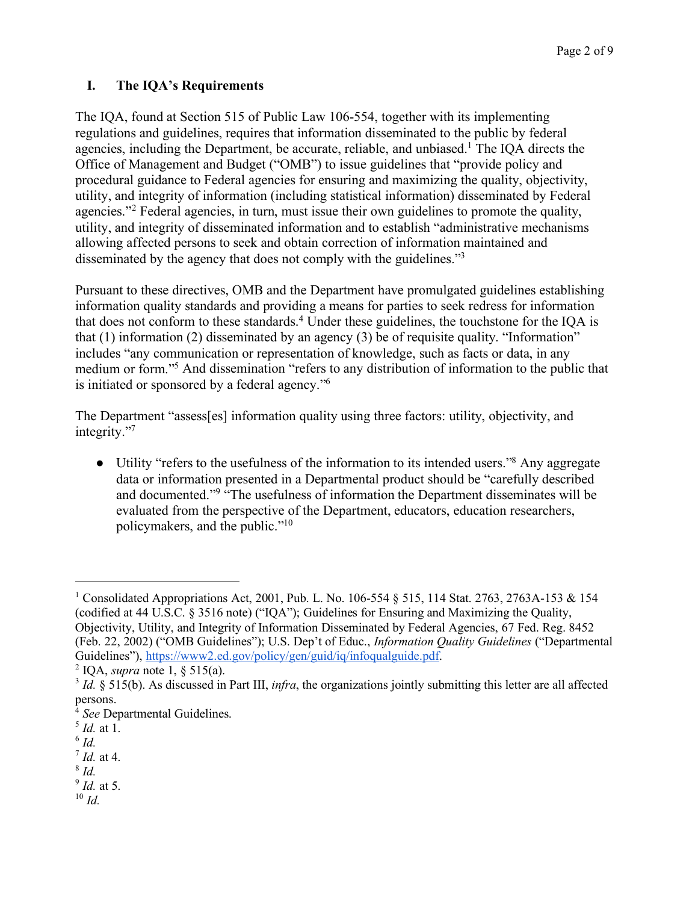## I. The IQA's Requirements

The IQA, found at Section 515 of Public Law 106-554, together with its implementing regulations and guidelines, requires that information disseminated to the public by federal agencies, including the Department, be accurate, reliable, and unbiased.[1] The IQA directs the Office of Management and Budget ("OMB") to issue guidelines that "provide policy and procedural guidance to Federal agencies for ensuring and maximizing the quality, objectivity, utility, and integrity of information (including statistical information) disseminated by Federal agencies."[2] Federal agencies, in turn, must issue their own guidelines to promote the quality, utility, and integrity of disseminated information and to establish "administrative mechanisms allowing affected persons to seek and obtain correction of information maintained and disseminated by the agency that does not comply with the guidelines."[3]

Pursuant to these directives, OMB and the Department have promulgated guidelines establishing information quality standards and providing a means for parties to seek redress for information that does not conform to these standards.[4] Under these guidelines, the touchstone for the IQA is that (1) information (2) disseminated by an agency (3) be of requisite quality. "Information" includes "any communication or representation of knowledge, such as facts or data, in any medium or form."[5] And dissemination "refers to any distribution of information to the public that is initiated or sponsored by a federal agency."[6]

The Department "assess[es] information quality using three factors: utility, objectivity, and integrity."[7]

- Utility "refers to the usefulness of the information to its intended users."[8] Any aggregate data or information presented in a Departmental product should be "carefully described and documented."[9] "The usefulness of information the Department disseminates will be evaluated from the perspective of the Department, educators, education researchers, policymakers, and the public."[10]

---

[1] Consolidated Appropriations Act, 2001, Pub. L. No. 106-554 § 515, 114 Stat. 2763, 2763A-153 & 154 (codified at 44 U.S.C. § 3516 note) ("IQA"); Guidelines for Ensuring and Maximizing the Quality, Objectivity, Utility, and Integrity of Information Disseminated by Federal Agencies, 67 Fed. Reg. 8452 (Feb. 22, 2002) ("OMB Guidelines"); U.S. Dep't of Educ., *Information Quality Guidelines* ("Departmental Guidelines"), https://www2.ed.gov/policy/gen/guid/iq/infoqualguide.pdf.

[2] IQA, *supra* note 1, § 515(a).

[3] *Id.* § 515(b). As discussed in Part III, *infra*, the organizations jointly submitting this letter are all affected persons.

[4] *See* Departmental Guidelines.

[5] *Id.* at 1.

[6] *Id.*

[7] *Id.* at 4.

[8] *Id.*

[9] *Id.* at 5.

[10] *Id.*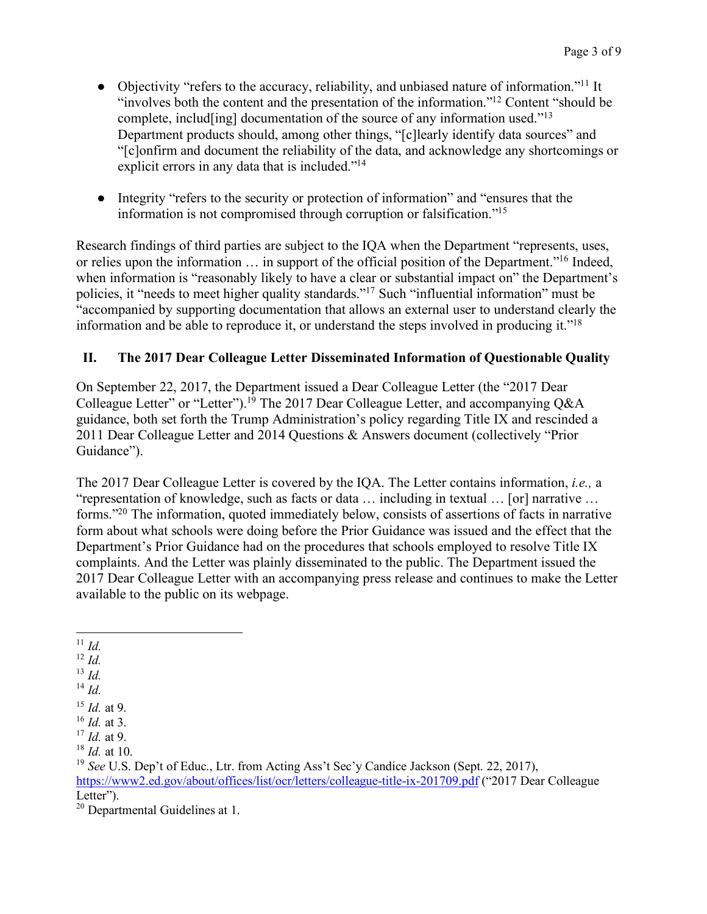- Objectivity "refers to the accuracy, reliability, and unbiased nature of information."[11] It "involves both the content and the presentation of the information."[12] Content "should be complete, includ[ing] documentation of the source of any information used."[13] Department products should, among other things, "[c]learly identify data sources" and "[c]onfirm and document the reliability of the data, and acknowledge any shortcomings or explicit errors in any data that is included."[14]

- Integrity "refers to the security or protection of information" and "ensures that the information is not compromised through corruption or falsification."[15]

Research findings of third parties are subject to the IQA when the Department "represents, uses, or relies upon the information … in support of the official position of the Department."[16] Indeed, when information is "reasonably likely to have a clear or substantial impact on" the Department's policies, it "needs to meet higher quality standards."[17] Such "influential information" must be "accompanied by supporting documentation that allows an external user to understand clearly the information and be able to reproduce it, or understand the steps involved in producing it."[18]

## II. The 2017 Dear Colleague Letter Disseminated Information of Questionable Quality

On September 22, 2017, the Department issued a Dear Colleague Letter (the "2017 Dear Colleague Letter" or "Letter").[19] The 2017 Dear Colleague Letter, and accompanying Q&A guidance, both set forth the Trump Administration's policy regarding Title IX and rescinded a 2011 Dear Colleague Letter and 2014 Questions & Answers document (collectively "Prior Guidance").

The 2017 Dear Colleague Letter is covered by the IQA. The Letter contains information, *i.e.,* a "representation of knowledge, such as facts or data … including in textual … [or] narrative … forms."[20] The information, quoted immediately below, consists of assertions of facts in narrative form about what schools were doing before the Prior Guidance was issued and the effect that the Department's Prior Guidance had on the procedures that schools employed to resolve Title IX complaints. And the Letter was plainly disseminated to the public. The Department issued the 2017 Dear Colleague Letter with an accompanying press release and continues to make the Letter available to the public on its webpage.

---

[11] *Id.*
[12] *Id.*
[13] *Id.*
[14] *Id.*
[15] *Id.* at 9.
[16] *Id.* at 3.
[17] *Id.* at 9.
[18] *Id.* at 10.
[19] *See* U.S. Dep't of Educ., Ltr. from Acting Ass't Sec'y Candice Jackson (Sept. 22, 2017), https://www2.ed.gov/about/offices/list/ocr/letters/colleague-title-ix-201709.pdf ("2017 Dear Colleague Letter").
[20] Departmental Guidelines at 1.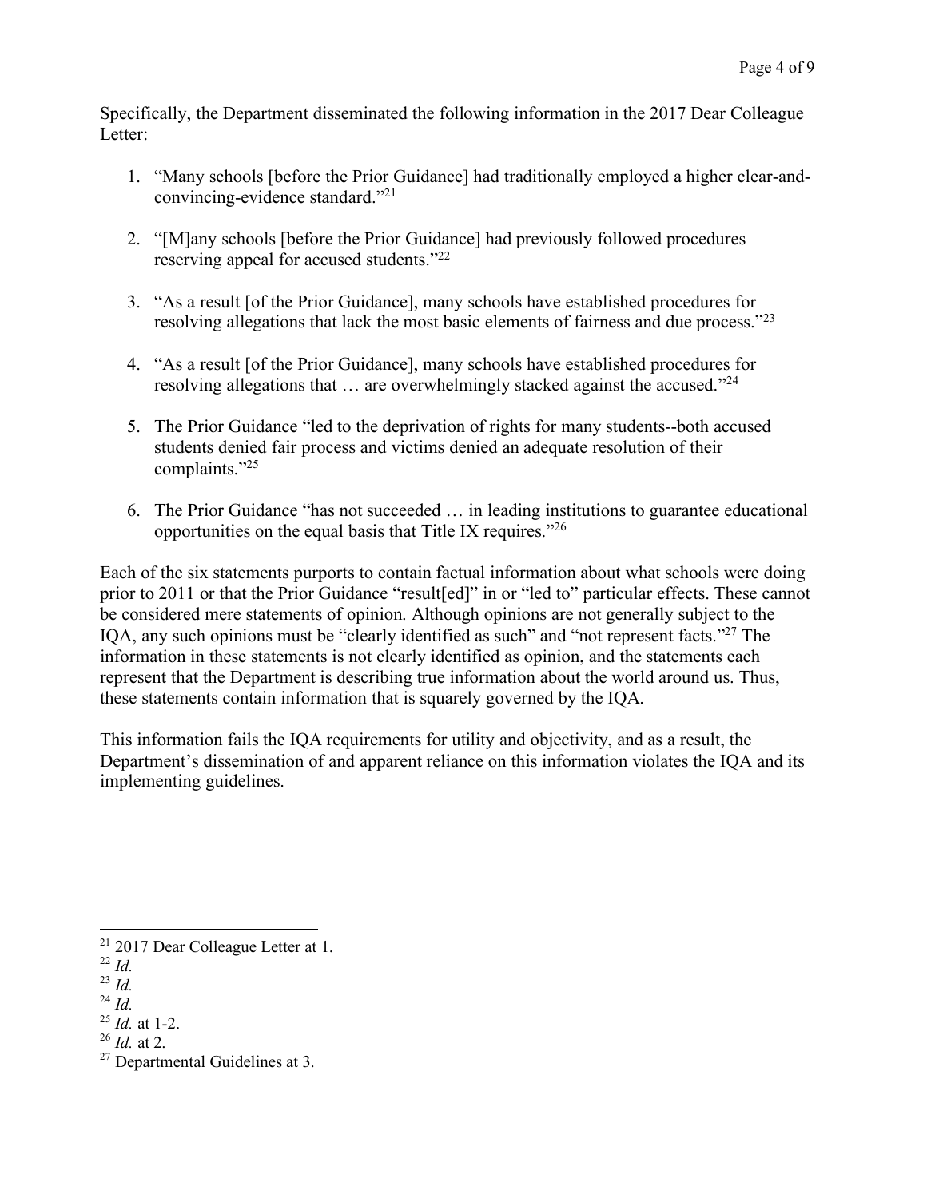Specifically, the Department disseminated the following information in the 2017 Dear Colleague Letter:

1. "Many schools [before the Prior Guidance] had traditionally employed a higher clear-and-convincing-evidence standard."[21]

2. "[M]any schools [before the Prior Guidance] had previously followed procedures reserving appeal for accused students."[22]

3. "As a result [of the Prior Guidance], many schools have established procedures for resolving allegations that lack the most basic elements of fairness and due process."[23]

4. "As a result [of the Prior Guidance], many schools have established procedures for resolving allegations that … are overwhelmingly stacked against the accused."[24]

5. The Prior Guidance "led to the deprivation of rights for many students--both accused students denied fair process and victims denied an adequate resolution of their complaints."[25]

6. The Prior Guidance "has not succeeded … in leading institutions to guarantee educational opportunities on the equal basis that Title IX requires."[26]

Each of the six statements purports to contain factual information about what schools were doing prior to 2011 or that the Prior Guidance "result[ed]" in or "led to" particular effects. These cannot be considered mere statements of opinion. Although opinions are not generally subject to the IQA, any such opinions must be "clearly identified as such" and "not represent facts."[27] The information in these statements is not clearly identified as opinion, and the statements each represent that the Department is describing true information about the world around us. Thus, these statements contain information that is squarely governed by the IQA.

This information fails the IQA requirements for utility and objectivity, and as a result, the Department's dissemination of and apparent reliance on this information violates the IQA and its implementing guidelines.

---

[21] 2017 Dear Colleague Letter at 1.
[22] *Id.*
[23] *Id.*
[24] *Id.*
[25] *Id.* at 1-2.
[26] *Id.* at 2.
[27] Departmental Guidelines at 3.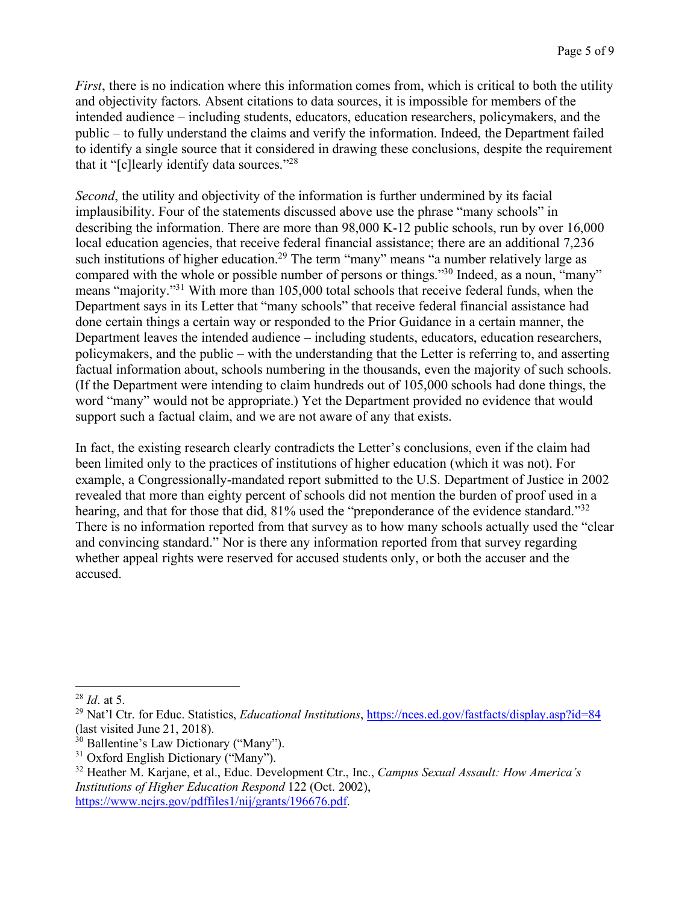*First*, there is no indication where this information comes from, which is critical to both the utility and objectivity factors. Absent citations to data sources, it is impossible for members of the intended audience – including students, educators, education researchers, policymakers, and the public – to fully understand the claims and verify the information. Indeed, the Department failed to identify a single source that it considered in drawing these conclusions, despite the requirement that it "[c]learly identify data sources."[28]

*Second*, the utility and objectivity of the information is further undermined by its facial implausibility. Four of the statements discussed above use the phrase "many schools" in describing the information. There are more than 98,000 K-12 public schools, run by over 16,000 local education agencies, that receive federal financial assistance; there are an additional 7,236 such institutions of higher education.[29] The term "many" means "a number relatively large as compared with the whole or possible number of persons or things."[30] Indeed, as a noun, "many" means "majority."[31] With more than 105,000 total schools that receive federal funds, when the Department says in its Letter that "many schools" that receive federal financial assistance had done certain things a certain way or responded to the Prior Guidance in a certain manner, the Department leaves the intended audience – including students, educators, education researchers, policymakers, and the public – with the understanding that the Letter is referring to, and asserting factual information about, schools numbering in the thousands, even the majority of such schools. (If the Department were intending to claim hundreds out of 105,000 schools had done things, the word "many" would not be appropriate.) Yet the Department provided no evidence that would support such a factual claim, and we are not aware of any that exists.

In fact, the existing research clearly contradicts the Letter's conclusions, even if the claim had been limited only to the practices of institutions of higher education (which it was not). For example, a Congressionally-mandated report submitted to the U.S. Department of Justice in 2002 revealed that more than eighty percent of schools did not mention the burden of proof used in a hearing, and that for those that did, 81% used the "preponderance of the evidence standard."[32] There is no information reported from that survey as to how many schools actually used the "clear and convincing standard." Nor is there any information reported from that survey regarding whether appeal rights were reserved for accused students only, or both the accuser and the accused.

---

[28] *Id*. at 5.

[29] Nat'l Ctr. for Educ. Statistics, *Educational Institutions*, https://nces.ed.gov/fastfacts/display.asp?id=84 (last visited June 21, 2018).

[30] Ballentine's Law Dictionary ("Many").

[31] Oxford English Dictionary ("Many").

[32] Heather M. Karjane, et al., Educ. Development Ctr., Inc., *Campus Sexual Assault: How America's Institutions of Higher Education Respond* 122 (Oct. 2002), https://www.ncjrs.gov/pdffiles1/nij/grants/196676.pdf.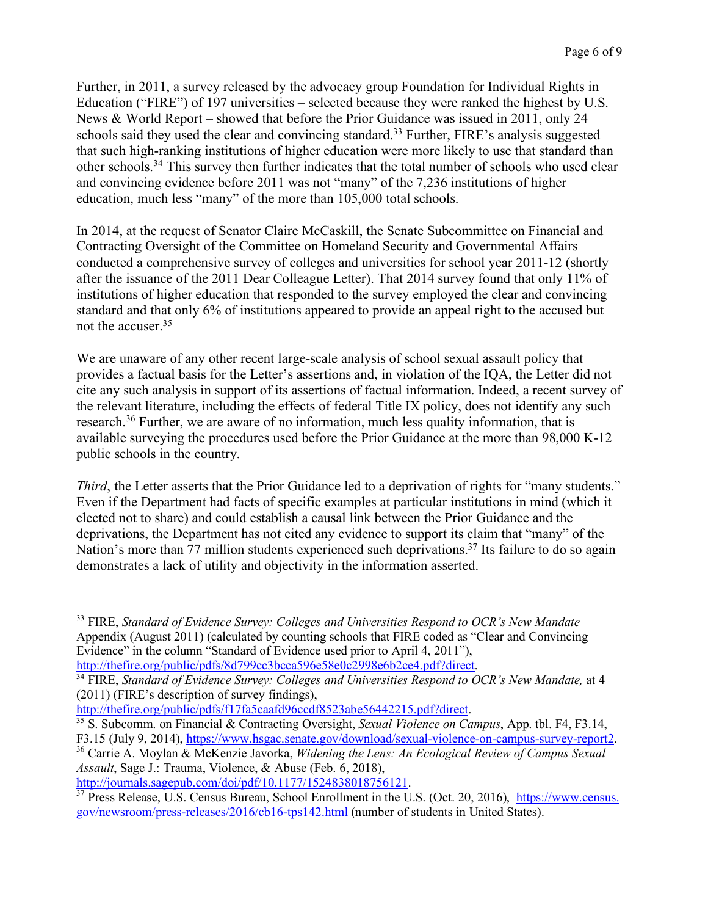Further, in 2011, a survey released by the advocacy group Foundation for Individual Rights in Education ("FIRE") of 197 universities – selected because they were ranked the highest by U.S. News & World Report – showed that before the Prior Guidance was issued in 2011, only 24 schools said they used the clear and convincing standard.[33] Further, FIRE's analysis suggested that such high-ranking institutions of higher education were more likely to use that standard than other schools.[34] This survey then further indicates that the total number of schools who used clear and convincing evidence before 2011 was not "many" of the 7,236 institutions of higher education, much less "many" of the more than 105,000 total schools.

In 2014, at the request of Senator Claire McCaskill, the Senate Subcommittee on Financial and Contracting Oversight of the Committee on Homeland Security and Governmental Affairs conducted a comprehensive survey of colleges and universities for school year 2011-12 (shortly after the issuance of the 2011 Dear Colleague Letter). That 2014 survey found that only 11% of institutions of higher education that responded to the survey employed the clear and convincing standard and that only 6% of institutions appeared to provide an appeal right to the accused but not the accuser.[35]

We are unaware of any other recent large-scale analysis of school sexual assault policy that provides a factual basis for the Letter's assertions and, in violation of the IQA, the Letter did not cite any such analysis in support of its assertions of factual information. Indeed, a recent survey of the relevant literature, including the effects of federal Title IX policy, does not identify any such research.[36] Further, we are aware of no information, much less quality information, that is available surveying the procedures used before the Prior Guidance at the more than 98,000 K-12 public schools in the country.

*Third*, the Letter asserts that the Prior Guidance led to a deprivation of rights for "many students." Even if the Department had facts of specific examples at particular institutions in mind (which it elected not to share) and could establish a causal link between the Prior Guidance and the deprivations, the Department has not cited any evidence to support its claim that "many" of the Nation's more than 77 million students experienced such deprivations.[37] Its failure to do so again demonstrates a lack of utility and objectivity in the information asserted.

---

[33] FIRE, *Standard of Evidence Survey: Colleges and Universities Respond to OCR's New Mandate* Appendix (August 2011) (calculated by counting schools that FIRE coded as "Clear and Convincing Evidence" in the column "Standard of Evidence used prior to April 4, 2011"), http://thefire.org/public/pdfs/8d799cc3bcca596e58e0c2998e6b2ce4.pdf?direct.

[34] FIRE, *Standard of Evidence Survey: Colleges and Universities Respond to OCR's New Mandate,* at 4 (2011) (FIRE's description of survey findings), http://thefire.org/public/pdfs/f17fa5caafd96ccdf8523abe56442215.pdf?direct.

[35] S. Subcomm. on Financial & Contracting Oversight, *Sexual Violence on Campus*, App. tbl. F4, F3.14, F3.15 (July 9, 2014), https://www.hsgac.senate.gov/download/sexual-violence-on-campus-survey-report2.

[36] Carrie A. Moylan & McKenzie Javorka, *Widening the Lens: An Ecological Review of Campus Sexual Assault*, Sage J.: Trauma, Violence, & Abuse (Feb. 6, 2018), http://journals.sagepub.com/doi/pdf/10.1177/1524838018756121.

[37] Press Release, U.S. Census Bureau, School Enrollment in the U.S. (Oct. 20, 2016), https://www.census.gov/newsroom/press-releases/2016/cb16-tps142.html (number of students in United States).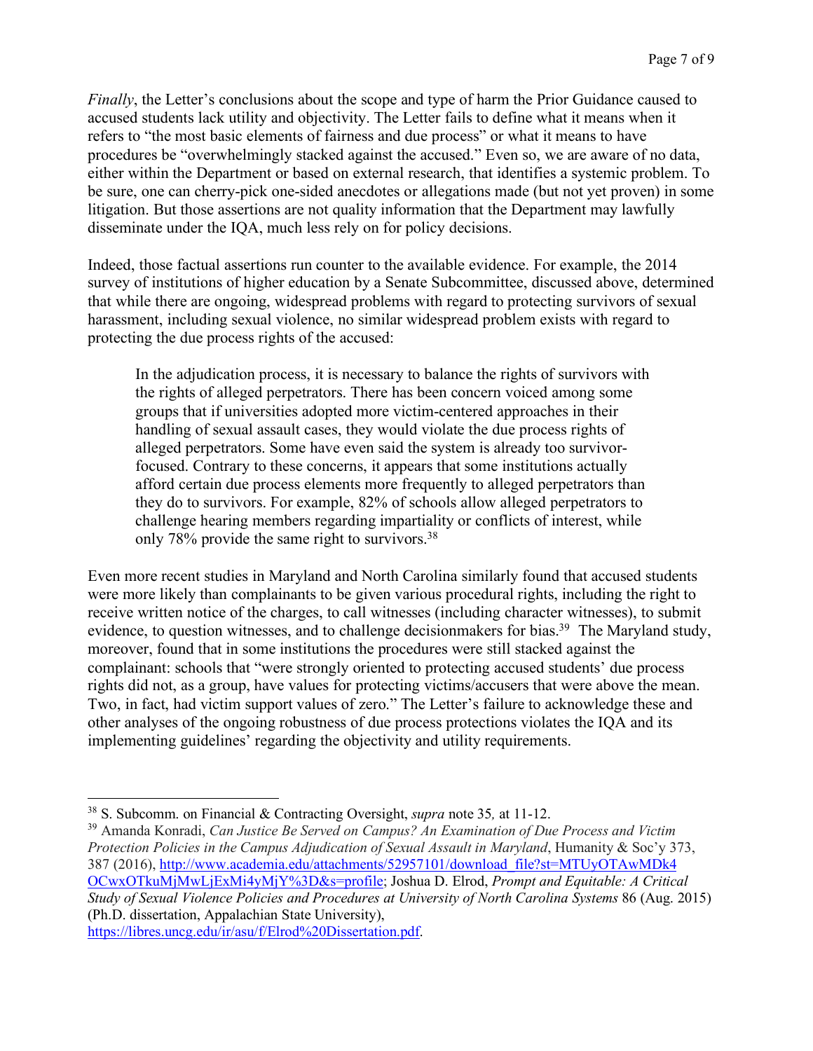*Finally*, the Letter's conclusions about the scope and type of harm the Prior Guidance caused to accused students lack utility and objectivity. The Letter fails to define what it means when it refers to "the most basic elements of fairness and due process" or what it means to have procedures be "overwhelmingly stacked against the accused." Even so, we are aware of no data, either within the Department or based on external research, that identifies a systemic problem. To be sure, one can cherry-pick one-sided anecdotes or allegations made (but not yet proven) in some litigation. But those assertions are not quality information that the Department may lawfully disseminate under the IQA, much less rely on for policy decisions.

Indeed, those factual assertions run counter to the available evidence. For example, the 2014 survey of institutions of higher education by a Senate Subcommittee, discussed above, determined that while there are ongoing, widespread problems with regard to protecting survivors of sexual harassment, including sexual violence, no similar widespread problem exists with regard to protecting the due process rights of the accused:

> In the adjudication process, it is necessary to balance the rights of survivors with the rights of alleged perpetrators. There has been concern voiced among some groups that if universities adopted more victim-centered approaches in their handling of sexual assault cases, they would violate the due process rights of alleged perpetrators. Some have even said the system is already too survivor-focused. Contrary to these concerns, it appears that some institutions actually afford certain due process elements more frequently to alleged perpetrators than they do to survivors. For example, 82% of schools allow alleged perpetrators to challenge hearing members regarding impartiality or conflicts of interest, while only 78% provide the same right to survivors.[38]

Even more recent studies in Maryland and North Carolina similarly found that accused students were more likely than complainants to be given various procedural rights, including the right to receive written notice of the charges, to call witnesses (including character witnesses), to submit evidence, to question witnesses, and to challenge decisionmakers for bias.[39] The Maryland study, moreover, found that in some institutions the procedures were still stacked against the complainant: schools that "were strongly oriented to protecting accused students' due process rights did not, as a group, have values for protecting victims/accusers that were above the mean. Two, in fact, had victim support values of zero." The Letter's failure to acknowledge these and other analyses of the ongoing robustness of due process protections violates the IQA and its implementing guidelines' regarding the objectivity and utility requirements.

---

[38] S. Subcomm. on Financial & Contracting Oversight, *supra* note 35*,* at 11-12.

[39] Amanda Konradi, *Can Justice Be Served on Campus? An Examination of Due Process and Victim Protection Policies in the Campus Adjudication of Sexual Assault in Maryland*, Humanity & Soc'y 373, 387 (2016), http://www.academia.edu/attachments/52957101/download_file?st=MTUyOTAwMDk4OCwxOTkuMjMwLjExMi4yMjY%3D&s=profile; Joshua D. Elrod, *Prompt and Equitable: A Critical Study of Sexual Violence Policies and Procedures at University of North Carolina Systems* 86 (Aug. 2015) (Ph.D. dissertation, Appalachian State University), https://libres.uncg.edu/ir/asu/f/Elrod%20Dissertation.pdf.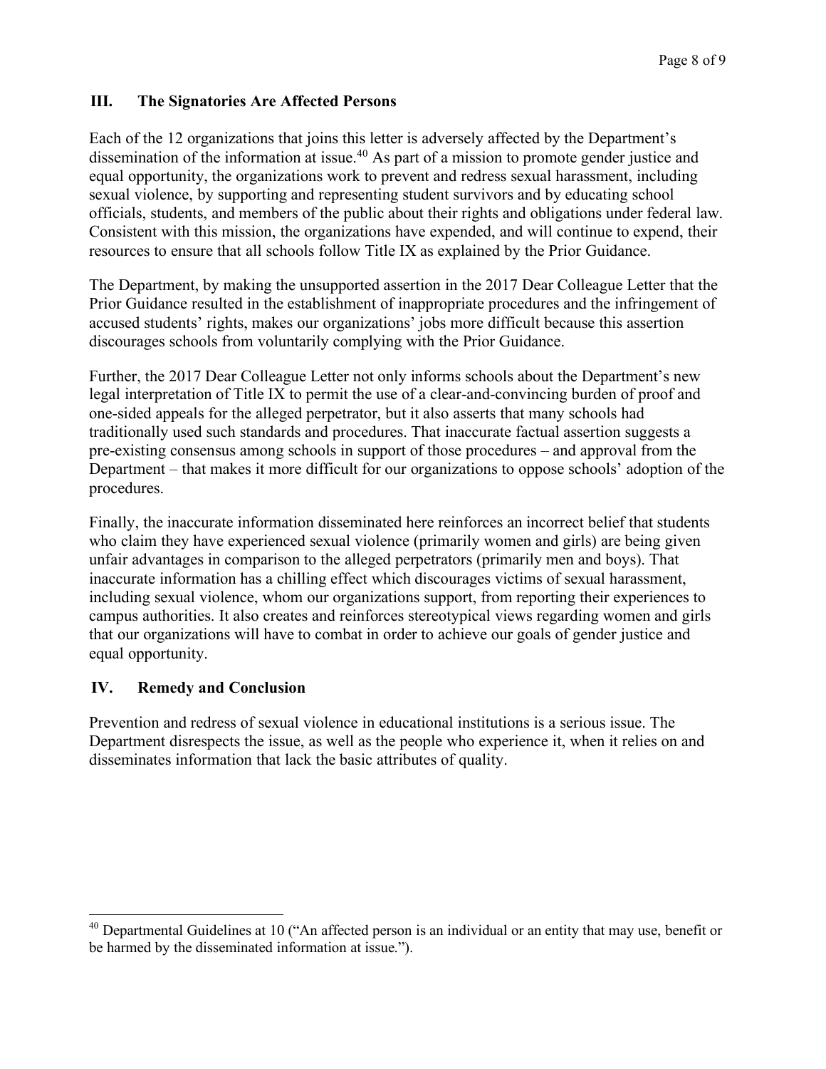## III. The Signatories Are Affected Persons

Each of the 12 organizations that joins this letter is adversely affected by the Department's dissemination of the information at issue.[40] As part of a mission to promote gender justice and equal opportunity, the organizations work to prevent and redress sexual harassment, including sexual violence, by supporting and representing student survivors and by educating school officials, students, and members of the public about their rights and obligations under federal law. Consistent with this mission, the organizations have expended, and will continue to expend, their resources to ensure that all schools follow Title IX as explained by the Prior Guidance.

The Department, by making the unsupported assertion in the 2017 Dear Colleague Letter that the Prior Guidance resulted in the establishment of inappropriate procedures and the infringement of accused students' rights, makes our organizations' jobs more difficult because this assertion discourages schools from voluntarily complying with the Prior Guidance.

Further, the 2017 Dear Colleague Letter not only informs schools about the Department's new legal interpretation of Title IX to permit the use of a clear-and-convincing burden of proof and one-sided appeals for the alleged perpetrator, but it also asserts that many schools had traditionally used such standards and procedures. That inaccurate factual assertion suggests a pre-existing consensus among schools in support of those procedures – and approval from the Department – that makes it more difficult for our organizations to oppose schools' adoption of the procedures.

Finally, the inaccurate information disseminated here reinforces an incorrect belief that students who claim they have experienced sexual violence (primarily women and girls) are being given unfair advantages in comparison to the alleged perpetrators (primarily men and boys). That inaccurate information has a chilling effect which discourages victims of sexual harassment, including sexual violence, whom our organizations support, from reporting their experiences to campus authorities. It also creates and reinforces stereotypical views regarding women and girls that our organizations will have to combat in order to achieve our goals of gender justice and equal opportunity.

## IV. Remedy and Conclusion

Prevention and redress of sexual violence in educational institutions is a serious issue. The Department disrespects the issue, as well as the people who experience it, when it relies on and disseminates information that lack the basic attributes of quality.

---

[40] Departmental Guidelines at 10 ("An affected person is an individual or an entity that may use, benefit or be harmed by the disseminated information at issue.").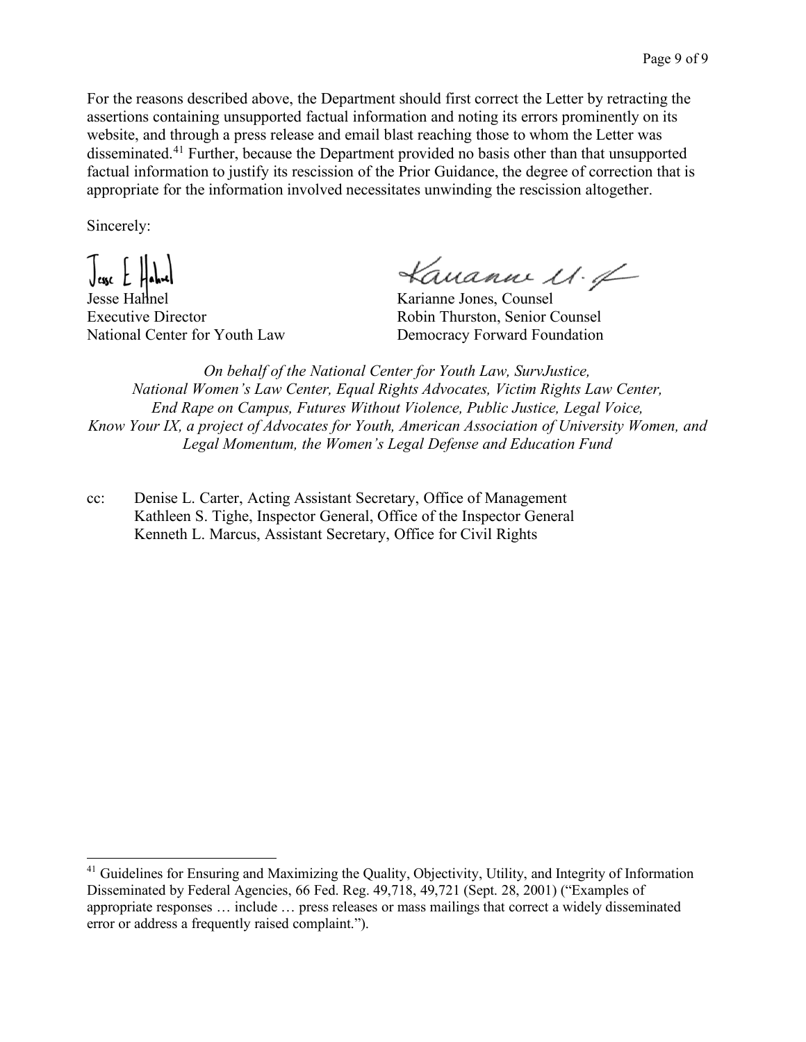For the reasons described above, the Department should first correct the Letter by retracting the assertions containing unsupported factual information and noting its errors prominently on its website, and through a press release and email blast reaching those to whom the Letter was disseminated.[41] Further, because the Department provided no basis other than that unsupported factual information to justify its rescission of the Prior Guidance, the degree of correction that is appropriate for the information involved necessitates unwinding the rescission altogether.

Sincerely:

| | |
|---|---|
| Jesse Hahnel | Karianne Jones, Counsel |
| Executive Director | Robin Thurston, Senior Counsel |
| National Center for Youth Law | Democracy Forward Foundation |

*On behalf of the National Center for Youth Law, SurvJustice, National Women's Law Center, Equal Rights Advocates, Victim Rights Law Center, End Rape on Campus, Futures Without Violence, Public Justice, Legal Voice, Know Your IX, a project of Advocates for Youth, American Association of University Women, and Legal Momentum, the Women's Legal Defense and Education Fund*

cc: Denise L. Carter, Acting Assistant Secretary, Office of Management
Kathleen S. Tighe, Inspector General, Office of the Inspector General
Kenneth L. Marcus, Assistant Secretary, Office for Civil Rights

---

[41] Guidelines for Ensuring and Maximizing the Quality, Objectivity, Utility, and Integrity of Information Disseminated by Federal Agencies, 66 Fed. Reg. 49,718, 49,721 (Sept. 28, 2001) ("Examples of appropriate responses … include … press releases or mass mailings that correct a widely disseminated error or address a frequently raised complaint.").